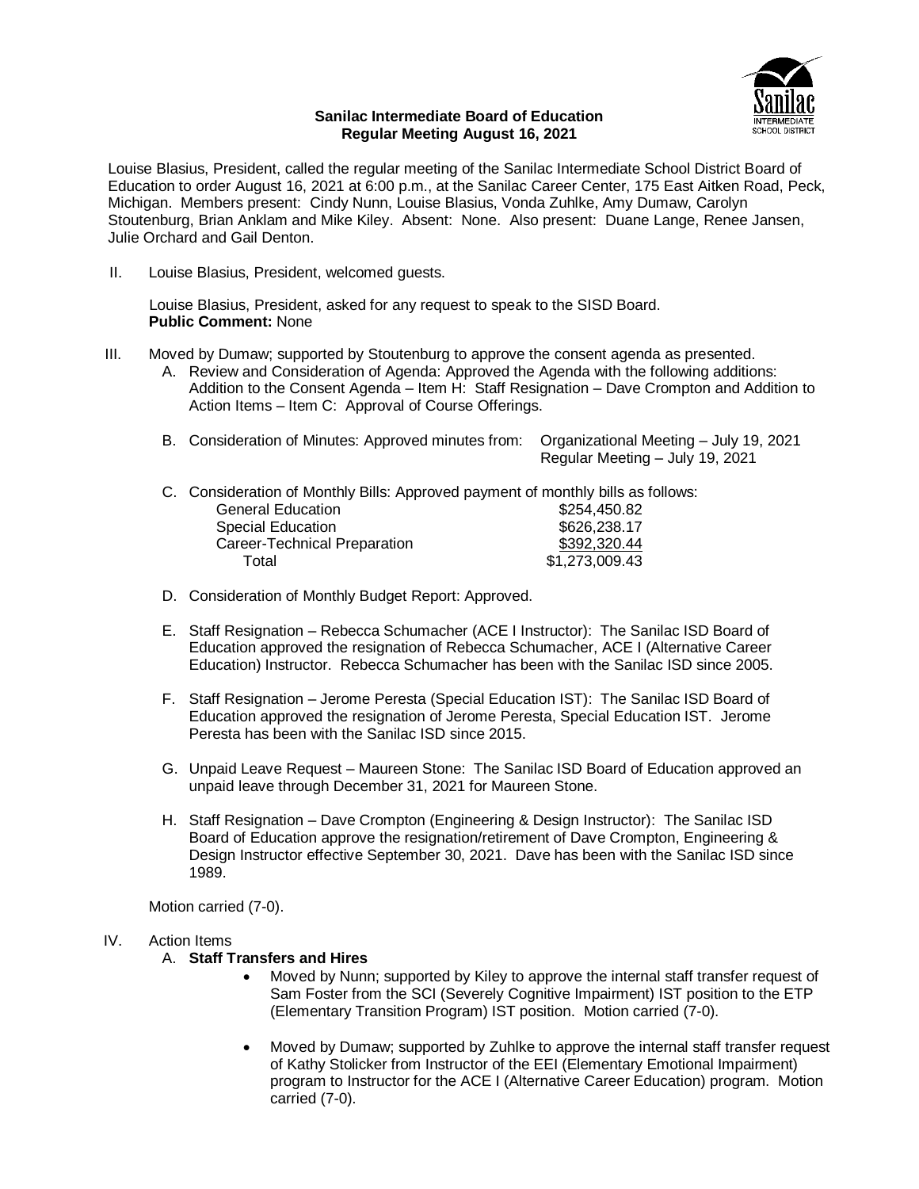**Sanilac Intermediate Board of Education**
**Regular Meeting August 16, 2021**

Louise Blasius, President, called the regular meeting of the Sanilac Intermediate School District Board of Education to order August 16, 2021 at 6:00 p.m., at the Sanilac Career Center, 175 East Aitken Road, Peck, Michigan. Members present: Cindy Nunn, Louise Blasius, Vonda Zuhlke, Amy Dumaw, Carolyn Stoutenburg, Brian Anklam and Mike Kiley. Absent: None. Also present: Duane Lange, Renee Jansen, Julie Orchard and Gail Denton.

II. Louise Blasius, President, welcomed guests.

Louise Blasius, President, asked for any request to speak to the SISD Board.
**Public Comment:** None

III. Moved by Dumaw; supported by Stoutenburg to approve the consent agenda as presented.

A. Review and Consideration of Agenda: Approved the Agenda with the following additions: Addition to the Consent Agenda – Item H: Staff Resignation – Dave Crompton and Addition to Action Items – Item C: Approval of Course Offerings.

B. Consideration of Minutes: Approved minutes from: Organizational Meeting – July 19, 2021
Regular Meeting – July 19, 2021

C. Consideration of Monthly Bills: Approved payment of monthly bills as follows:

| | |
|---|---|
| General Education | \$254,450.82 |
| Special Education | \$626,238.17 |
| Career-Technical Preparation | \$392,320.44 |
| Total | \$1,273,009.43 |

D. Consideration of Monthly Budget Report: Approved.

E. Staff Resignation – Rebecca Schumacher (ACE I Instructor): The Sanilac ISD Board of Education approved the resignation of Rebecca Schumacher, ACE I (Alternative Career Education) Instructor. Rebecca Schumacher has been with the Sanilac ISD since 2005.

F. Staff Resignation – Jerome Peresta (Special Education IST): The Sanilac ISD Board of Education approved the resignation of Jerome Peresta, Special Education IST. Jerome Peresta has been with the Sanilac ISD since 2015.

G. Unpaid Leave Request – Maureen Stone: The Sanilac ISD Board of Education approved an unpaid leave through December 31, 2021 for Maureen Stone.

H. Staff Resignation – Dave Crompton (Engineering & Design Instructor): The Sanilac ISD Board of Education approve the resignation/retirement of Dave Crompton, Engineering & Design Instructor effective September 30, 2021. Dave has been with the Sanilac ISD since 1989.

Motion carried (7-0).

IV. Action Items

A. **Staff Transfers and Hires**

- Moved by Nunn; supported by Kiley to approve the internal staff transfer request of Sam Foster from the SCI (Severely Cognitive Impairment) IST position to the ETP (Elementary Transition Program) IST position. Motion carried (7-0).
- Moved by Dumaw; supported by Zuhlke to approve the internal staff transfer request of Kathy Stolicker from Instructor of the EEI (Elementary Emotional Impairment) program to Instructor for the ACE I (Alternative Career Education) program. Motion carried (7-0).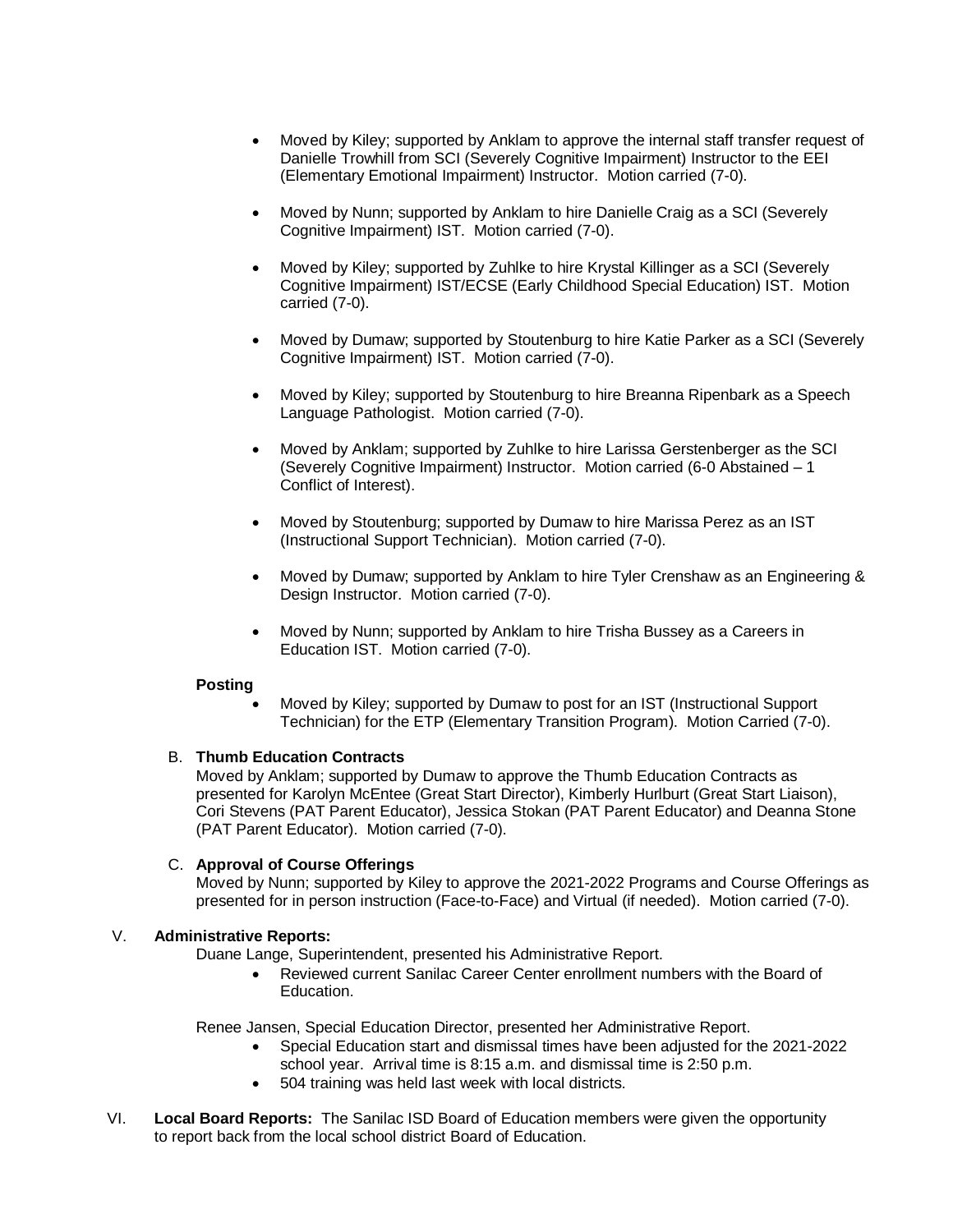- Moved by Kiley; supported by Anklam to approve the internal staff transfer request of Danielle Trowhill from SCI (Severely Cognitive Impairment) Instructor to the EEI (Elementary Emotional Impairment) Instructor. Motion carried (7-0).

- Moved by Nunn; supported by Anklam to hire Danielle Craig as a SCI (Severely Cognitive Impairment) IST. Motion carried (7-0).

- Moved by Kiley; supported by Zuhlke to hire Krystal Killinger as a SCI (Severely Cognitive Impairment) IST/ECSE (Early Childhood Special Education) IST. Motion carried (7-0).

- Moved by Dumaw; supported by Stoutenburg to hire Katie Parker as a SCI (Severely Cognitive Impairment) IST. Motion carried (7-0).

- Moved by Kiley; supported by Stoutenburg to hire Breanna Ripenbark as a Speech Language Pathologist. Motion carried (7-0).

- Moved by Anklam; supported by Zuhlke to hire Larissa Gerstenberger as the SCI (Severely Cognitive Impairment) Instructor. Motion carried (6-0 Abstained – 1 Conflict of Interest).

- Moved by Stoutenburg; supported by Dumaw to hire Marissa Perez as an IST (Instructional Support Technician). Motion carried (7-0).

- Moved by Dumaw; supported by Anklam to hire Tyler Crenshaw as an Engineering & Design Instructor. Motion carried (7-0).

- Moved by Nunn; supported by Anklam to hire Trisha Bussey as a Careers in Education IST. Motion carried (7-0).

**Posting**

- Moved by Kiley; supported by Dumaw to post for an IST (Instructional Support Technician) for the ETP (Elementary Transition Program). Motion Carried (7-0).

B. **Thumb Education Contracts**

Moved by Anklam; supported by Dumaw to approve the Thumb Education Contracts as presented for Karolyn McEntee (Great Start Director), Kimberly Hurlburt (Great Start Liaison), Cori Stevens (PAT Parent Educator), Jessica Stokan (PAT Parent Educator) and Deanna Stone (PAT Parent Educator). Motion carried (7-0).

C. **Approval of Course Offerings**

Moved by Nunn; supported by Kiley to approve the 2021-2022 Programs and Course Offerings as presented for in person instruction (Face-to-Face) and Virtual (if needed). Motion carried (7-0).

V. **Administrative Reports:**

Duane Lange, Superintendent, presented his Administrative Report.

- Reviewed current Sanilac Career Center enrollment numbers with the Board of Education.

Renee Jansen, Special Education Director, presented her Administrative Report.

- Special Education start and dismissal times have been adjusted for the 2021-2022 school year. Arrival time is 8:15 a.m. and dismissal time is 2:50 p.m.
- 504 training was held last week with local districts.

VI. **Local Board Reports:** The Sanilac ISD Board of Education members were given the opportunity to report back from the local school district Board of Education.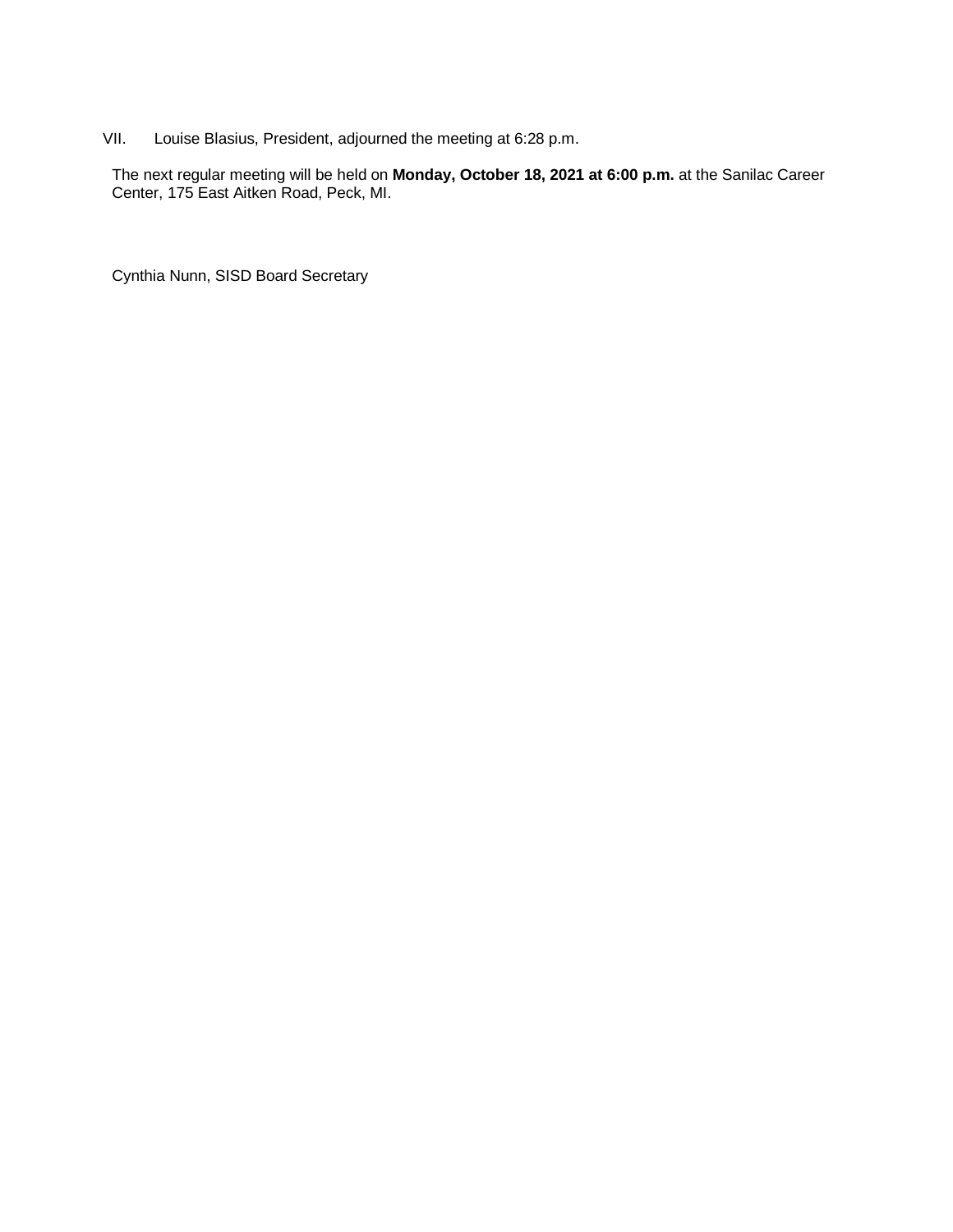VII. Louise Blasius, President, adjourned the meeting at 6:28 p.m.

The next regular meeting will be held on **Monday, October 18, 2021 at 6:00 p.m.** at the Sanilac Career Center, 175 East Aitken Road, Peck, MI.

Cynthia Nunn, SISD Board Secretary